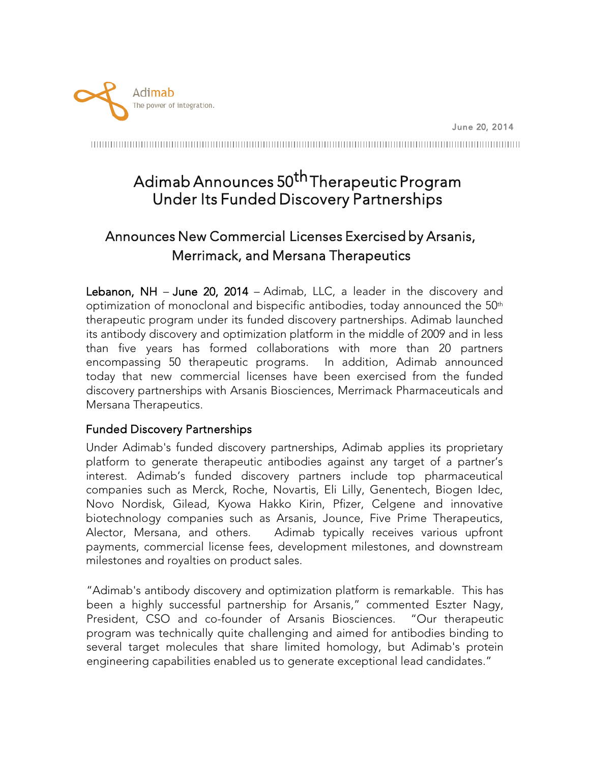Adimab
The power of integration.

June 20, 2014

# Adimab Announces 50th Therapeutic Program Under Its Funded Discovery Partnerships

## Announces New Commercial Licenses Exercised by Arsanis, Merrimack, and Mersana Therapeutics

**Lebanon, NH** – **June 20, 2014** – Adimab, LLC, a leader in the discovery and optimization of monoclonal and bispecific antibodies, today announced the 50th therapeutic program under its funded discovery partnerships. Adimab launched its antibody discovery and optimization platform in the middle of 2009 and in less than five years has formed collaborations with more than 20 partners encompassing 50 therapeutic programs. In addition, Adimab announced today that new commercial licenses have been exercised from the funded discovery partnerships with Arsanis Biosciences, Merrimack Pharmaceuticals and Mersana Therapeutics.

### Funded Discovery Partnerships

Under Adimab's funded discovery partnerships, Adimab applies its proprietary platform to generate therapeutic antibodies against any target of a partner's interest. Adimab's funded discovery partners include top pharmaceutical companies such as Merck, Roche, Novartis, Eli Lilly, Genentech, Biogen Idec, Novo Nordisk, Gilead, Kyowa Hakko Kirin, Pfizer, Celgene and innovative biotechnology companies such as Arsanis, Jounce, Five Prime Therapeutics, Alector, Mersana, and others. Adimab typically receives various upfront payments, commercial license fees, development milestones, and downstream milestones and royalties on product sales.

"Adimab's antibody discovery and optimization platform is remarkable. This has been a highly successful partnership for Arsanis," commented Eszter Nagy, President, CSO and co-founder of Arsanis Biosciences. "Our therapeutic program was technically quite challenging and aimed for antibodies binding to several target molecules that share limited homology, but Adimab's protein engineering capabilities enabled us to generate exceptional lead candidates."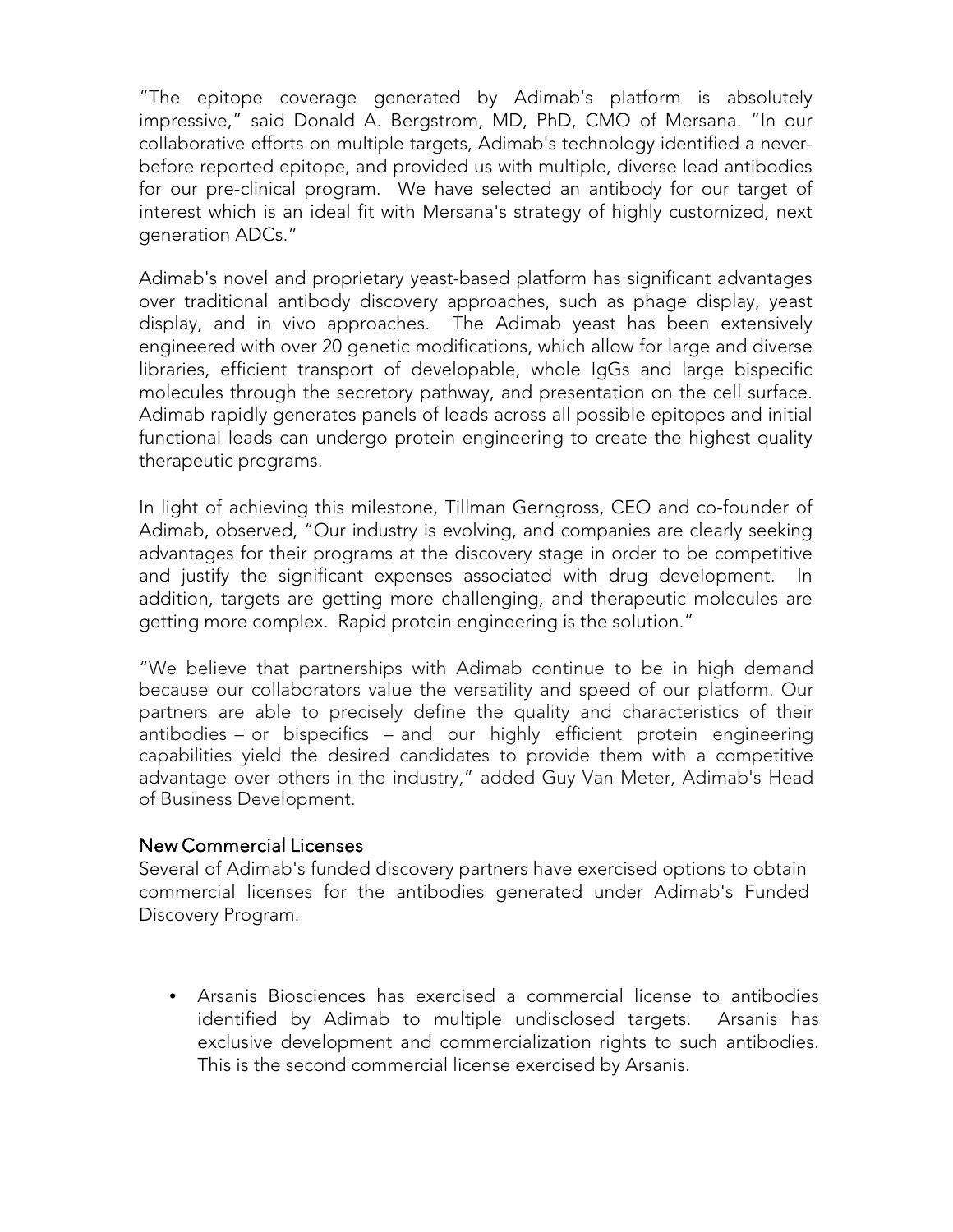"The epitope coverage generated by Adimab's platform is absolutely impressive," said Donald A. Bergstrom, MD, PhD, CMO of Mersana. "In our collaborative efforts on multiple targets, Adimab's technology identified a never-before reported epitope, and provided us with multiple, diverse lead antibodies for our pre-clinical program. We have selected an antibody for our target of interest which is an ideal fit with Mersana's strategy of highly customized, next generation ADCs."

Adimab's novel and proprietary yeast-based platform has significant advantages over traditional antibody discovery approaches, such as phage display, yeast display, and in vivo approaches. The Adimab yeast has been extensively engineered with over 20 genetic modifications, which allow for large and diverse libraries, efficient transport of developable, whole IgGs and large bispecific molecules through the secretory pathway, and presentation on the cell surface. Adimab rapidly generates panels of leads across all possible epitopes and initial functional leads can undergo protein engineering to create the highest quality therapeutic programs.

In light of achieving this milestone, Tillman Gerngross, CEO and co-founder of Adimab, observed, "Our industry is evolving, and companies are clearly seeking advantages for their programs at the discovery stage in order to be competitive and justify the significant expenses associated with drug development. In addition, targets are getting more challenging, and therapeutic molecules are getting more complex. Rapid protein engineering is the solution."

"We believe that partnerships with Adimab continue to be in high demand because our collaborators value the versatility and speed of our platform. Our partners are able to precisely define the quality and characteristics of their antibodies – or bispecifics – and our highly efficient protein engineering capabilities yield the desired candidates to provide them with a competitive advantage over others in the industry," added Guy Van Meter, Adimab's Head of Business Development.

## New Commercial Licenses

Several of Adimab's funded discovery partners have exercised options to obtain commercial licenses for the antibodies generated under Adimab's Funded Discovery Program.

- Arsanis Biosciences has exercised a commercial license to antibodies identified by Adimab to multiple undisclosed targets. Arsanis has exclusive development and commercialization rights to such antibodies. This is the second commercial license exercised by Arsanis.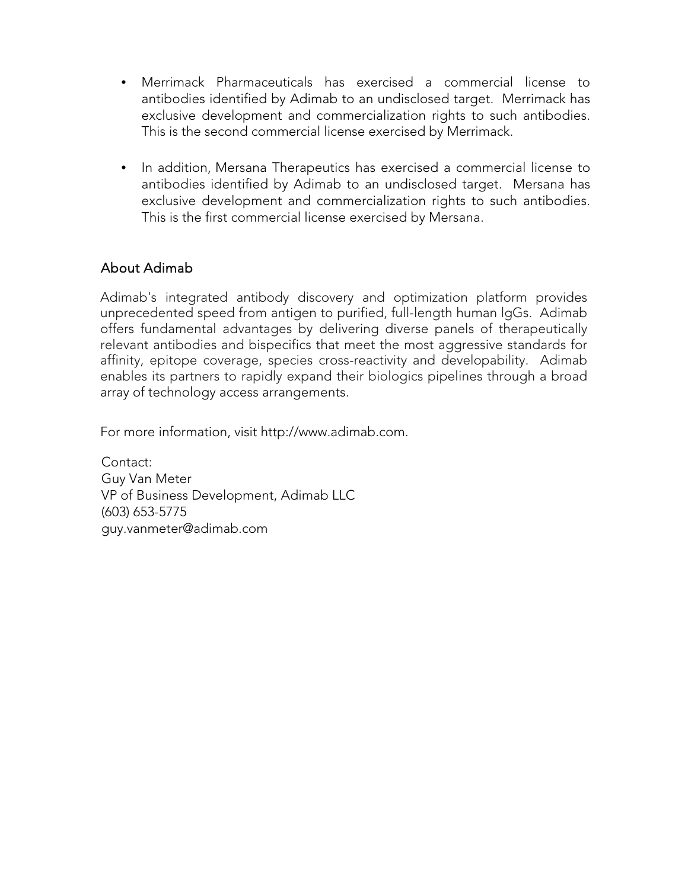- Merrimack Pharmaceuticals has exercised a commercial license to antibodies identified by Adimab to an undisclosed target. Merrimack has exclusive development and commercialization rights to such antibodies. This is the second commercial license exercised by Merrimack.

- In addition, Mersana Therapeutics has exercised a commercial license to antibodies identified by Adimab to an undisclosed target. Mersana has exclusive development and commercialization rights to such antibodies. This is the first commercial license exercised by Mersana.

## About Adimab

Adimab's integrated antibody discovery and optimization platform provides unprecedented speed from antigen to purified, full-length human IgGs. Adimab offers fundamental advantages by delivering diverse panels of therapeutically relevant antibodies and bispecifics that meet the most aggressive standards for affinity, epitope coverage, species cross-reactivity and developability. Adimab enables its partners to rapidly expand their biologics pipelines through a broad array of technology access arrangements.

For more information, visit http://www.adimab.com.

Contact:
Guy Van Meter
VP of Business Development, Adimab LLC
(603) 653-5775
guy.vanmeter@adimab.com